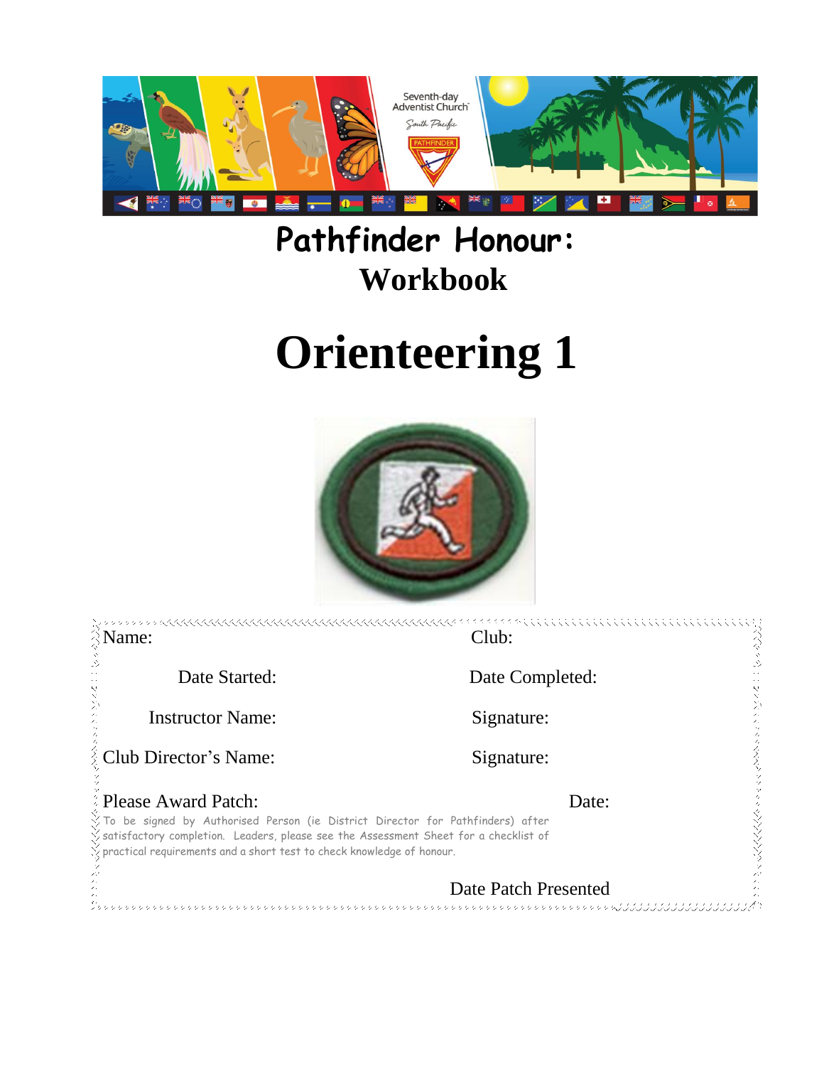# Pathfinder Honour:

## Workbook

# Orienteering 1

Name: Club:

Date Started: Date Completed:

Instructor Name: Signature:

Club Director's Name: Signature:

Please Award Patch: Date:

To be signed by Authorised Person (ie District Director for Pathfinders) after satisfactory completion. Leaders, please see the Assessment Sheet for a checklist of practical requirements and a short test to check knowledge of honour.

Date Patch Presented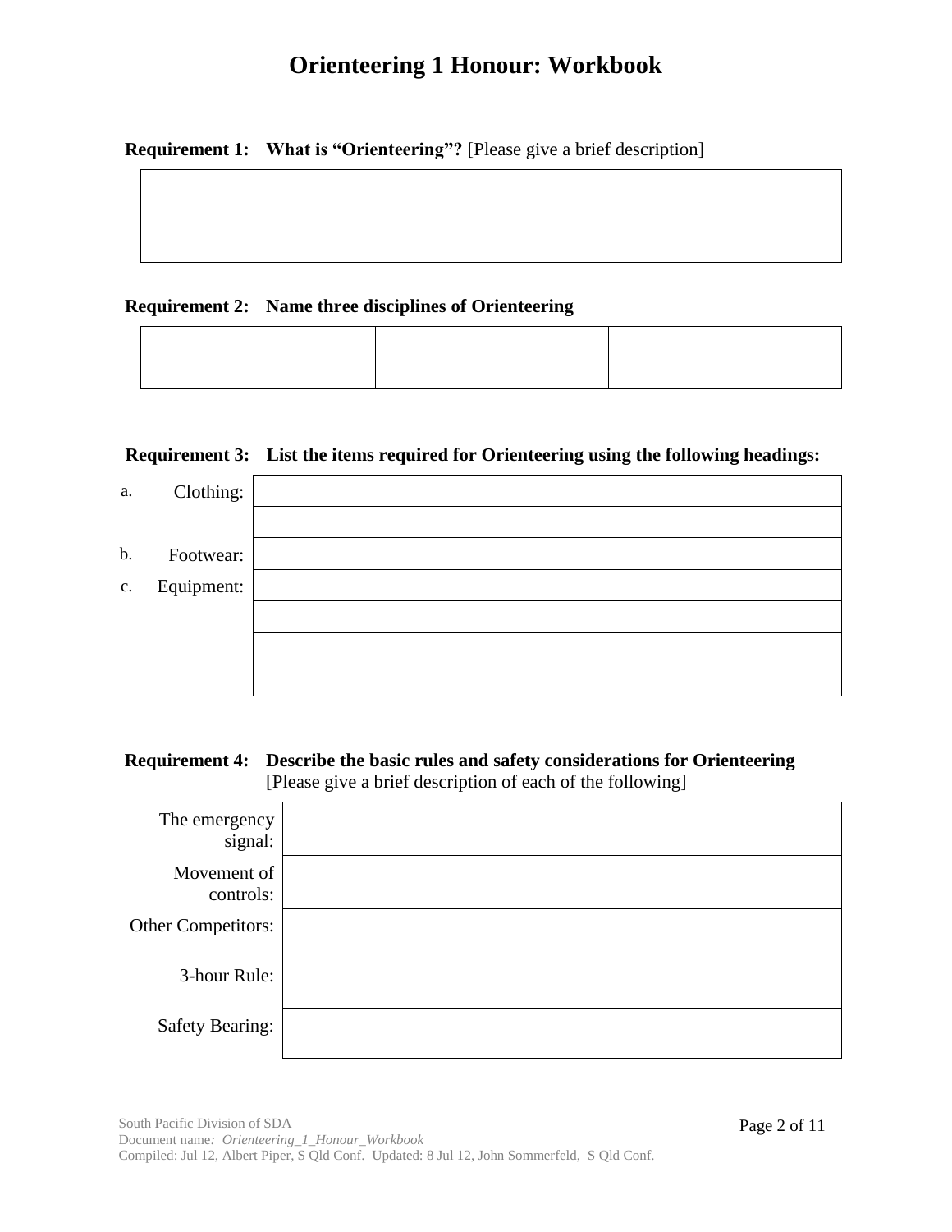# Orienteering 1 Honour: Workbook

**Requirement 1: What is "Orienteering"?** [Please give a brief description]

| |
|---|
| |

**Requirement 2: Name three disciplines of Orienteering**

| | | |
|---|---|---|
| | | |

**Requirement 3: List the items required for Orienteering using the following headings:**

| | | |
|---|---|---|
| a. Clothing: | | |
| | | |
| b. Footwear: | | |
| c. Equipment: | | |
| | | |
| | | |
| | | |

**Requirement 4: Describe the basic rules and safety considerations for Orienteering**
[Please give a brief description of each of the following]

| | |
|---|---|
| The emergency signal: | |
| Movement of controls: | |
| Other Competitors: | |
| 3-hour Rule: | |
| Safety Bearing: | |

South Pacific Division of SDA
Document name*: Orienteering_1_Honour_Workbook*
Compiled: Jul 12, Albert Piper, S Qld Conf. Updated: 8 Jul 12, John Sommerfeld, S Qld Conf.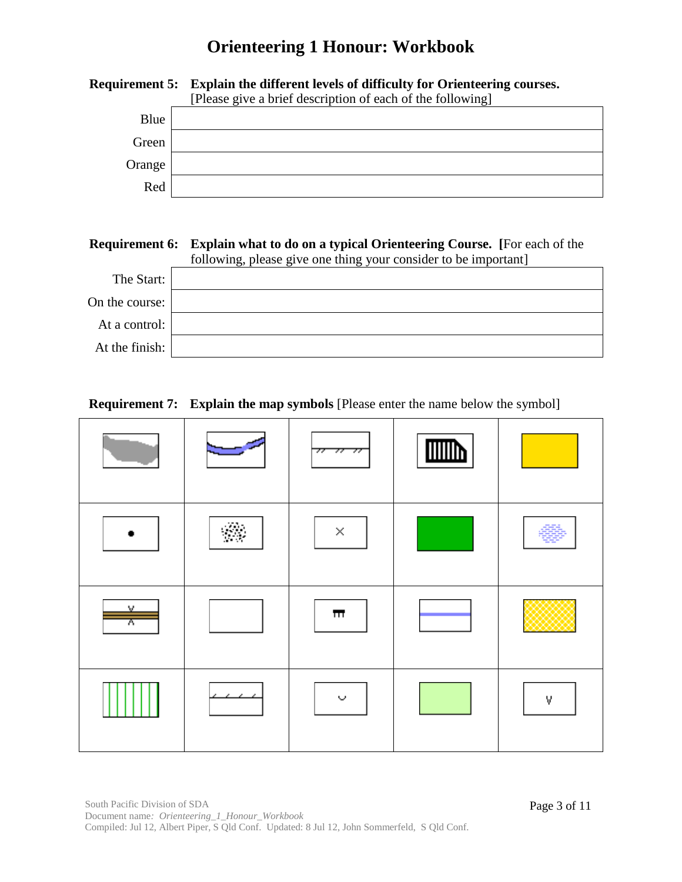# Orienteering 1 Honour: Workbook

**Requirement 5: Explain the different levels of difficulty for Orienteering courses.** [Please give a brief description of each of the following]

| | |
|---|---|
| Blue | |
| Green | |
| Orange | |
| Red | |

**Requirement 6: Explain what to do on a typical Orienteering Course. [**For each of the following, please give one thing your consider to be important]

| | |
|---|---|
| The Start: | |
| On the course: | |
| At a control: | |
| At the finish: | |

**Requirement 7: Explain the map symbols** [Please enter the name below the symbol]

| | | | | |
|---|---|---|---|---|
| | | | | |
| | | | | |
| | | | | |
| | | | | |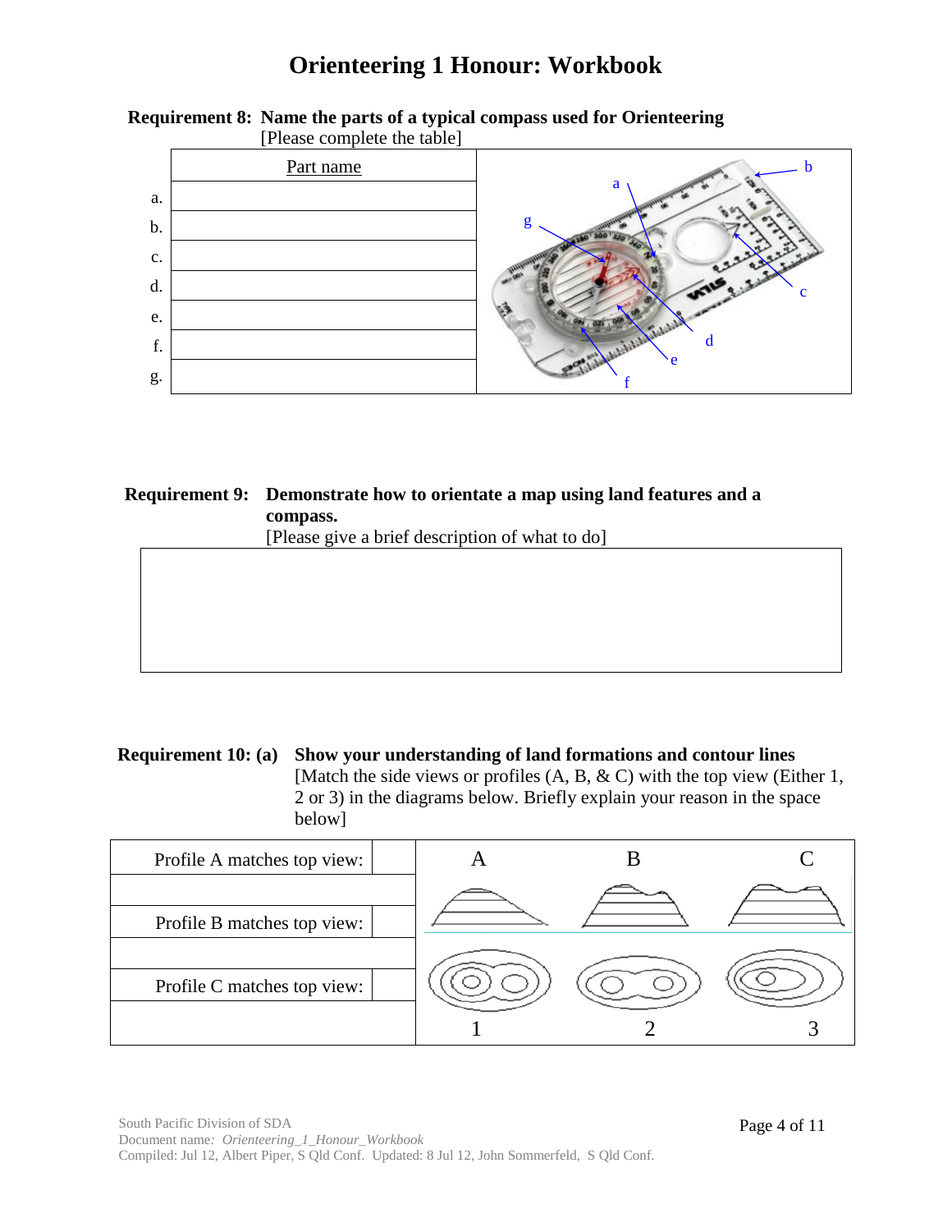# Orienteering 1 Honour: Workbook

**Requirement 8: Name the parts of a typical compass used for Orienteering**
[Please complete the table]

| | Part name |
|---|---|
| a. | |
| b. | |
| c. | |
| d. | |
| e. | |
| f. | |
| g. | |

**Requirement 9: Demonstrate how to orientate a map using land features and a compass.**
[Please give a brief description of what to do]

| |
|---|
| |

**Requirement 10: (a) Show your understanding of land formations and contour lines**
[Match the side views or profiles (A, B, & C) with the top view (Either 1, 2 or 3) in the diagrams below. Briefly explain your reason in the space below]

| | |
|---|---|
| Profile A matches top view: | |
| | |
| Profile B matches top view: | |
| | |
| Profile C matches top view: | |
| | |

A B C

1 2 3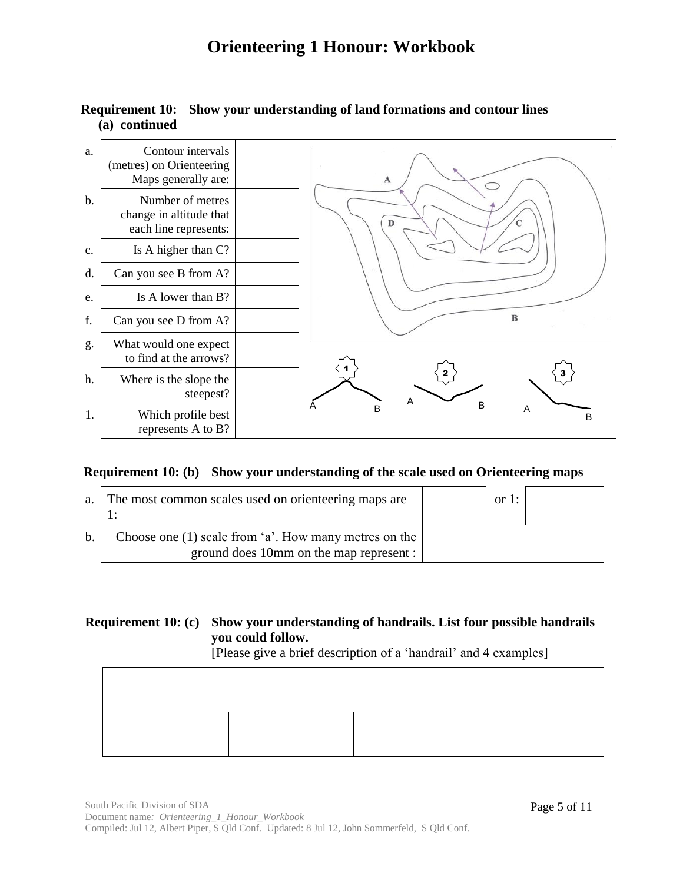# Orienteering 1 Honour: Workbook

**Requirement 10: Show your understanding of land formations and contour lines (a) continued**

| | | |
|---|---|---|
| a. | Contour intervals (metres) on Orienteering Maps generally are: | |
| b. | Number of metres change in altitude that each line represents: | |
| c. | Is A higher than C? | |
| d. | Can you see B from A? | |
| e. | Is A lower than B? | |
| f. | Can you see D from A? | |
| g. | What would one expect to find at the arrows? | |
| h. | Where is the slope the steepest? | |
| 1. | Which profile best represents A to B? | |

**Requirement 10: (b) Show your understanding of the scale used on Orienteering maps**

| | | | | |
|---|---|---|---|---|
| a. | The most common scales used on orienteering maps are 1: | | or 1: | |
| b. | Choose one (1) scale from 'a'. How many metres on the ground does 10mm on the map represent : | | | |

**Requirement 10: (c) Show your understanding of handrails. List four possible handrails you could follow.**

[Please give a brief description of a 'handrail' and 4 examples]

| | | | |
|---|---|---|---|
| | | | |
| | | | |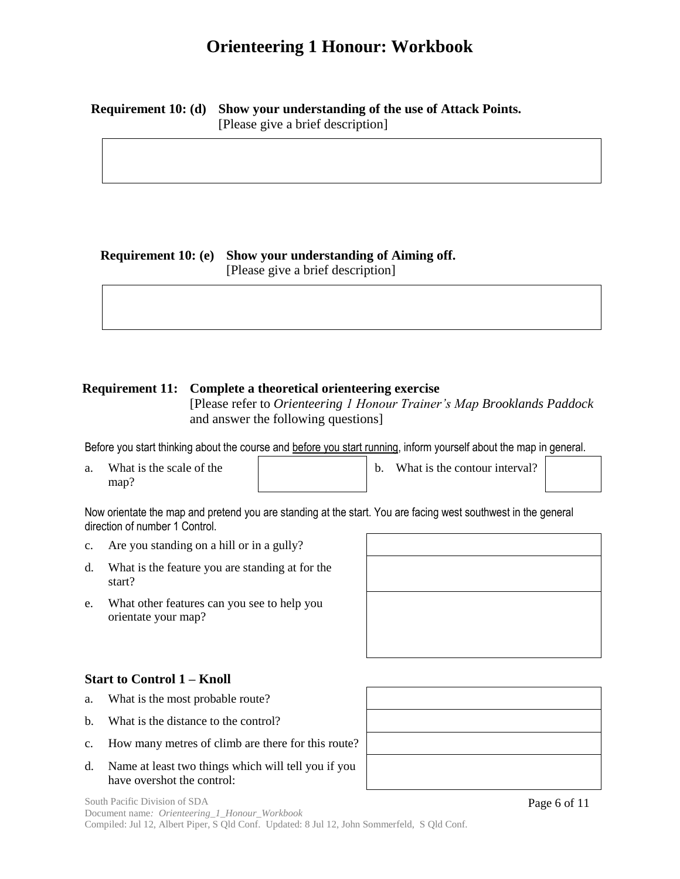# Orienteering 1 Honour: Workbook

**Requirement 10: (d) Show your understanding of the use of Attack Points.**
[Please give a brief description]

| |
|---|
| |

**Requirement 10: (e) Show your understanding of Aiming off.**
[Please give a brief description]

| |
|---|
| |

**Requirement 11: Complete a theoretical orienteering exercise**
[Please refer to *Orienteering 1 Honour Trainer's Map Brooklands Paddock* and answer the following questions]

Before you start thinking about the course and before you start running, inform yourself about the map in general.

| | | | |
|---|---|---|---|
| a. What is the scale of the map? | | b. What is the contour interval? | |

Now orientate the map and pretend you are standing at the start. You are facing west southwest in the general direction of number 1 Control.

| | |
|---|---|
| c. Are you standing on a hill or in a gully? | |
| d. What is the feature you are standing at for the start? | |
| e. What other features can you see to help you orientate your map? | |

**Start to Control 1 – Knoll**

| | |
|---|---|
| a. What is the most probable route? | |
| b. What is the distance to the control? | |
| c. How many metres of climb are there for this route? | |
| d. Name at least two things which will tell you if you have overshot the control: | |

South Pacific Division of SDA
Document name: *Orienteering_1_Honour_Workbook*
Compiled: Jul 12, Albert Piper, S Qld Conf. Updated: 8 Jul 12, John Sommerfeld, S Qld Conf.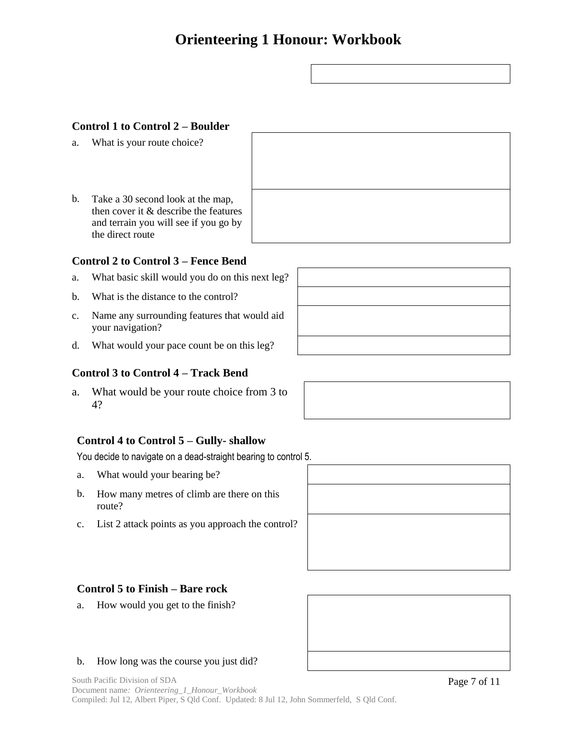# Orienteering 1 Honour: Workbook

### Control 1 to Control 2 – Boulder

a. What is your route choice?

b. Take a 30 second look at the map, then cover it & describe the features and terrain you will see if you go by the direct route

### Control 2 to Control 3 – Fence Bend

a. What basic skill would you do on this next leg?

b. What is the distance to the control?

c. Name any surrounding features that would aid your navigation?

d. What would your pace count be on this leg?

### Control 3 to Control 4 – Track Bend

a. What would be your route choice from 3 to 4?

### Control 4 to Control 5 – Gully- shallow

You decide to navigate on a dead-straight bearing to control 5.

a. What would your bearing be?

b. How many metres of climb are there on this route?

c. List 2 attack points as you approach the control?

### Control 5 to Finish – Bare rock

a. How would you get to the finish?

b. How long was the course you just did?

South Pacific Division of SDA
Document name*: Orienteering_1_Honour_Workbook*
Compiled: Jul 12, Albert Piper, S Qld Conf. Updated: 8 Jul 12, John Sommerfeld, S Qld Conf.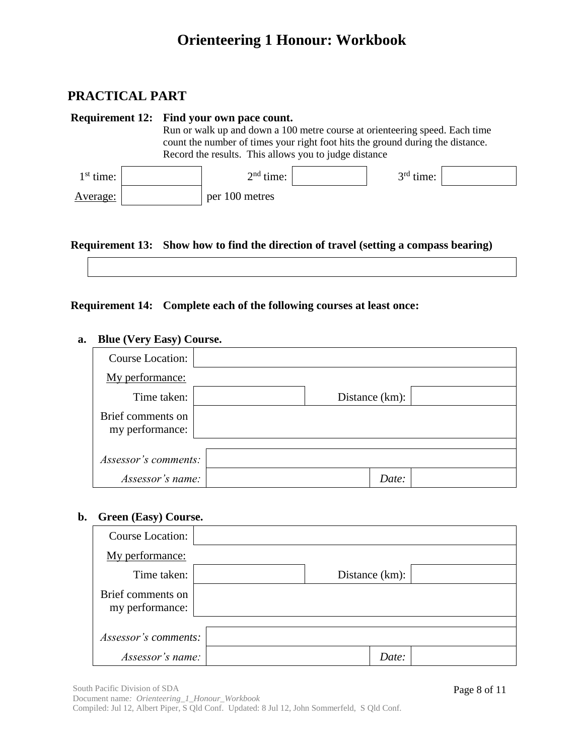# Orienteering 1 Honour: Workbook

## PRACTICAL PART

**Requirement 12: Find your own pace count.**

Run or walk up and down a 100 metre course at orienteering speed. Each time count the number of times your right foot hits the ground during the distance. Record the results. This allows you to judge distance

| 1st time: | | 2nd time: | | 3rd time: | |
|---|---|---|---|---|---|
| Average: | | per 100 metres | | | |

**Requirement 13: Show how to find the direction of travel (setting a compass bearing)**

| |
|---|
| |

**Requirement 14: Complete each of the following courses at least once:**

**a. Blue (Very Easy) Course.**

| Course Location: | | | |
|---|---|---|---|
| My performance: | | | |
| Time taken: | | Distance (km): | |
| Brief comments on my performance: | | | |
| *Assessor's comments:* | | | |
| *Assessor's name:* | | *Date:* | |

**b. Green (Easy) Course.**

| Course Location: | | | |
|---|---|---|---|
| My performance: | | | |
| Time taken: | | Distance (km): | |
| Brief comments on my performance: | | | |
| *Assessor's comments:* | | | |
| *Assessor's name:* | | *Date:* | |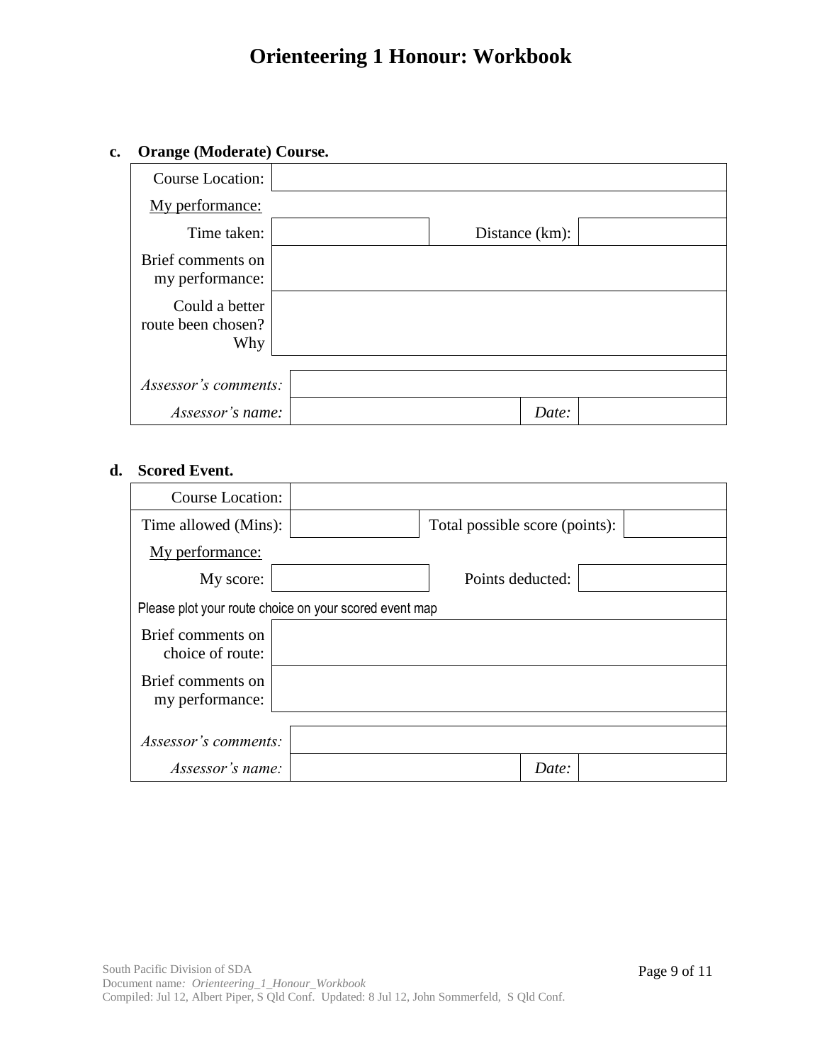# Orienteering 1 Honour: Workbook

**c. Orange (Moderate) Course.**

| | | | |
|---|---|---|---|
| Course Location: | | | |
| My performance: | | | |
| Time taken: | | Distance (km): | |
| Brief comments on my performance: | | | |
| Could a better route been chosen? Why | | | |
| | | | |
| *Assessor's comments:* | | | |
| *Assessor's name:* | | *Date:* | |

**d. Scored Event.**

| | | | |
|---|---|---|---|
| Course Location: | | | |
| Time allowed (Mins): | | Total possible score (points): | |
| My performance: | | | |
| My score: | | Points deducted: | |
| Please plot your route choice on your scored event map | | | |
| Brief comments on choice of route: | | | |
| Brief comments on my performance: | | | |
| | | | |
| *Assessor's comments:* | | | |
| *Assessor's name:* | | *Date:* | |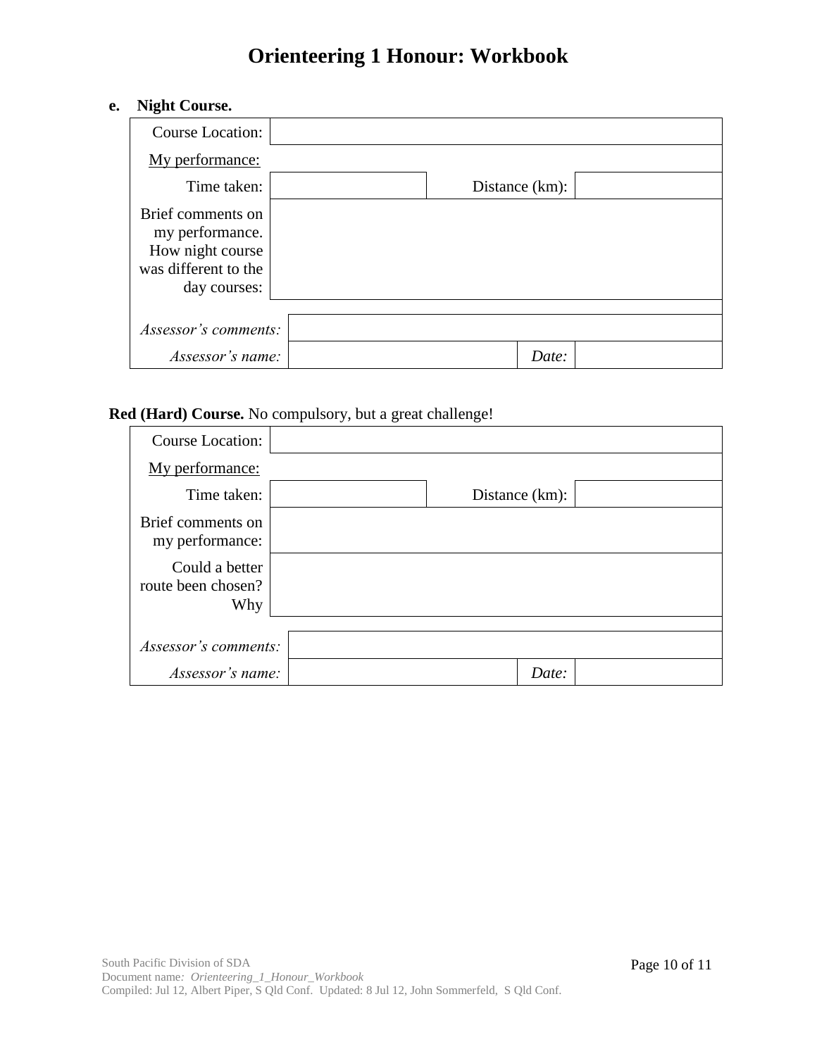# Orienteering 1 Honour: Workbook

**e. Night Course.**

| | | | |
|---|---|---|---|
| Course Location: | | | |
| <u>My performance:</u> | | | |
| Time taken: | | Distance (km): | |
| Brief comments on my performance. How night course was different to the day courses: | | | |
| *Assessor's comments:* | | | |
| *Assessor's name:* | | *Date:* | |

**Red (Hard) Course.** No compulsory, but a great challenge!

| | | | |
|---|---|---|---|
| Course Location: | | | |
| <u>My performance:</u> | | | |
| Time taken: | | Distance (km): | |
| Brief comments on my performance: | | | |
| Could a better route been chosen? Why | | | |
| *Assessor's comments:* | | | |
| *Assessor's name:* | | *Date:* | |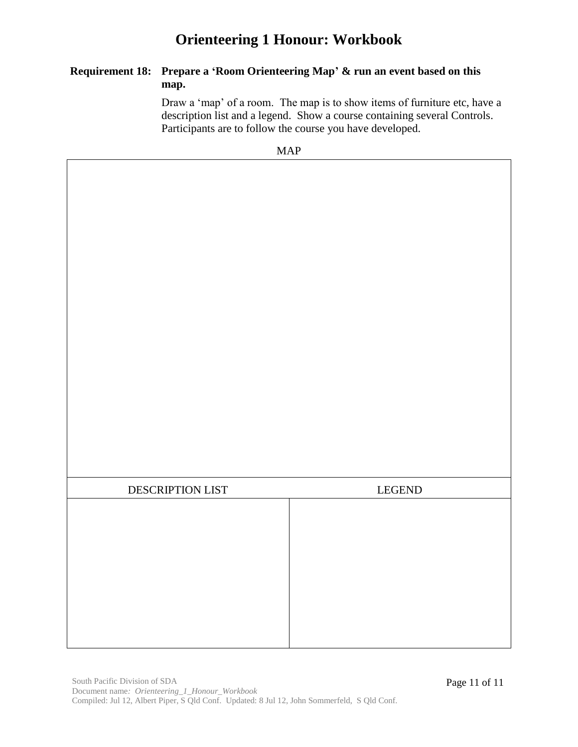# Orienteering 1 Honour: Workbook

**Requirement 18: Prepare a 'Room Orienteering Map' & run an event based on this map.**

Draw a 'map' of a room. The map is to show items of furniture etc, have a description list and a legend. Show a course containing several Controls. Participants are to follow the course you have developed.

| MAP | |
|---|---|
| | |
| DESCRIPTION LIST | LEGEND |
| | |

South Pacific Division of SDA
Document name: *Orienteering_1_Honour_Workbook*
Compiled: Jul 12, Albert Piper, S Qld Conf. Updated: 8 Jul 12, John Sommerfeld, S Qld Conf.